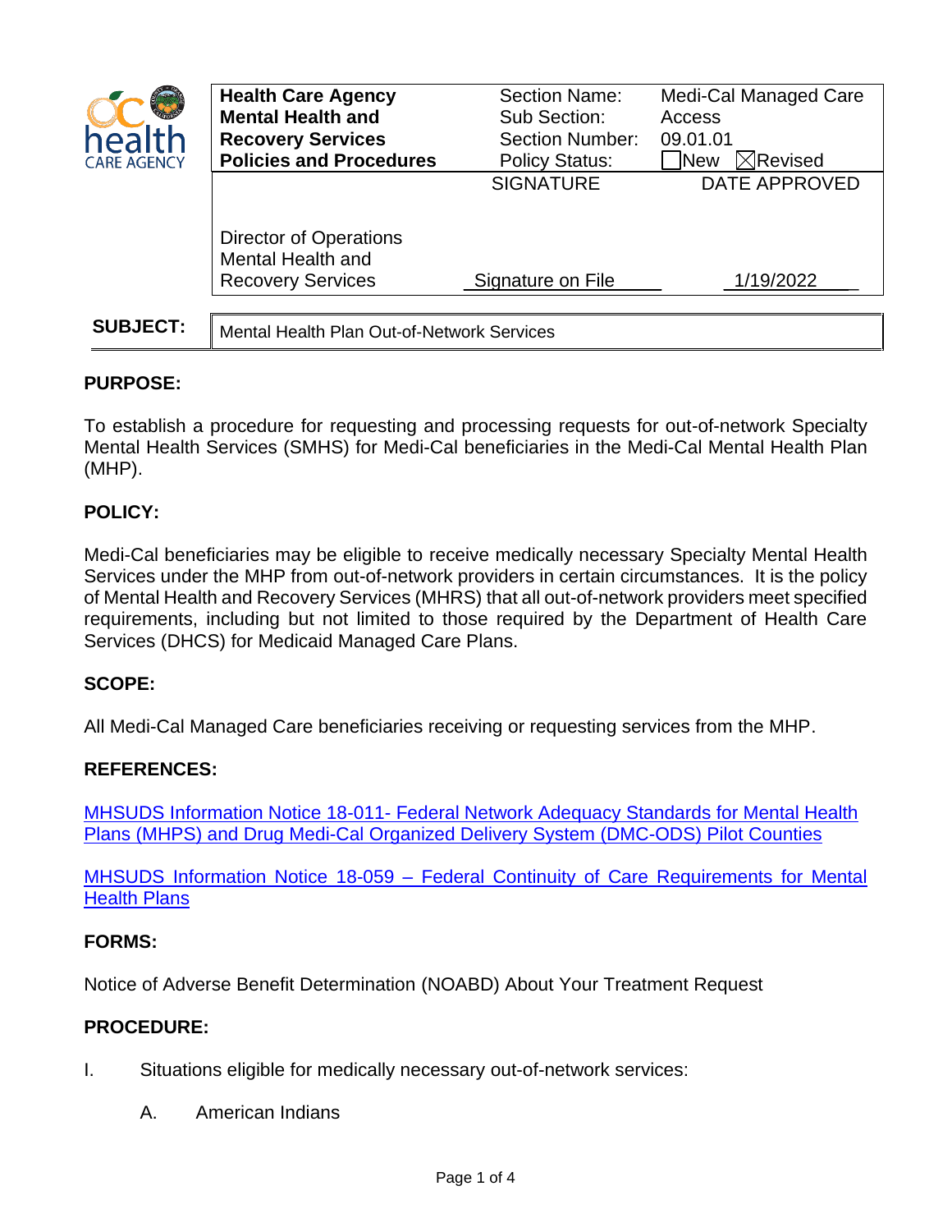| Health Care Agency Mental Health and Recovery Services Policies and Procedures | Section Name: | Medi-Cal Managed Care |
|---|---|---|
| | Sub Section: | Access |
| | Section Number: | 09.01.01 |
| | Policy Status: | ☐New ☒Revised |
| | SIGNATURE | DATE APPROVED |
| Director of Operations Mental Health and Recovery Services | Signature on File | 1/19/2022 |

**SUBJECT:** Mental Health Plan Out-of-Network Services

## PURPOSE:

To establish a procedure for requesting and processing requests for out-of-network Specialty Mental Health Services (SMHS) for Medi-Cal beneficiaries in the Medi-Cal Mental Health Plan (MHP).

## POLICY:

Medi-Cal beneficiaries may be eligible to receive medically necessary Specialty Mental Health Services under the MHP from out-of-network providers in certain circumstances. It is the policy of Mental Health and Recovery Services (MHRS) that all out-of-network providers meet specified requirements, including but not limited to those required by the Department of Health Care Services (DHCS) for Medicaid Managed Care Plans.

## SCOPE:

All Medi-Cal Managed Care beneficiaries receiving or requesting services from the MHP.

## REFERENCES:

MHSUDS Information Notice 18-011- Federal Network Adequacy Standards for Mental Health Plans (MHPS) and Drug Medi-Cal Organized Delivery System (DMC-ODS) Pilot Counties

MHSUDS Information Notice 18-059 – Federal Continuity of Care Requirements for Mental Health Plans

## FORMS:

Notice of Adverse Benefit Determination (NOABD) About Your Treatment Request

## PROCEDURE:

I. Situations eligible for medically necessary out-of-network services:

   A. American Indians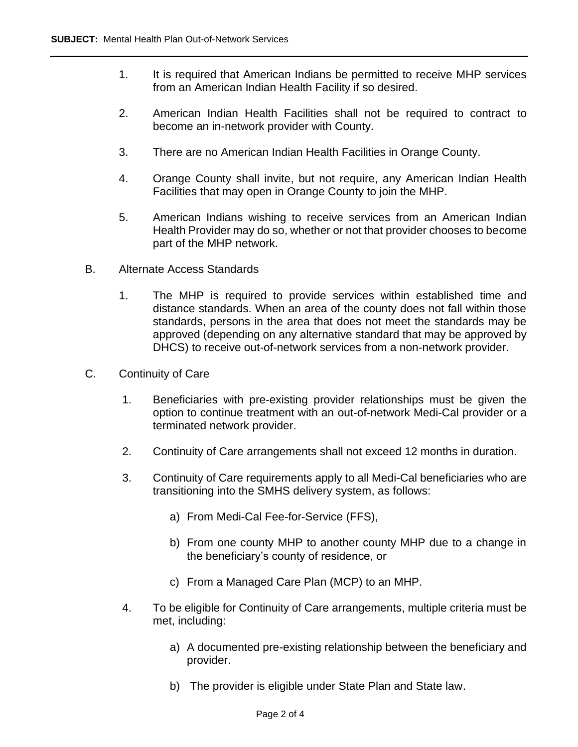1. It is required that American Indians be permitted to receive MHP services from an American Indian Health Facility if so desired.

2. American Indian Health Facilities shall not be required to contract to become an in-network provider with County.

3. There are no American Indian Health Facilities in Orange County.

4. Orange County shall invite, but not require, any American Indian Health Facilities that may open in Orange County to join the MHP.

5. American Indians wishing to receive services from an American Indian Health Provider may do so, whether or not that provider chooses to become part of the MHP network.

B. Alternate Access Standards

1. The MHP is required to provide services within established time and distance standards. When an area of the county does not fall within those standards, persons in the area that does not meet the standards may be approved (depending on any alternative standard that may be approved by DHCS) to receive out-of-network services from a non-network provider.

C. Continuity of Care

1. Beneficiaries with pre-existing provider relationships must be given the option to continue treatment with an out-of-network Medi-Cal provider or a terminated network provider.

2. Continuity of Care arrangements shall not exceed 12 months in duration.

3. Continuity of Care requirements apply to all Medi-Cal beneficiaries who are transitioning into the SMHS delivery system, as follows:

   a) From Medi-Cal Fee-for-Service (FFS),

   b) From one county MHP to another county MHP due to a change in the beneficiary's county of residence, or

   c) From a Managed Care Plan (MCP) to an MHP.

4. To be eligible for Continuity of Care arrangements, multiple criteria must be met, including:

   a) A documented pre-existing relationship between the beneficiary and provider.

   b) The provider is eligible under State Plan and State law.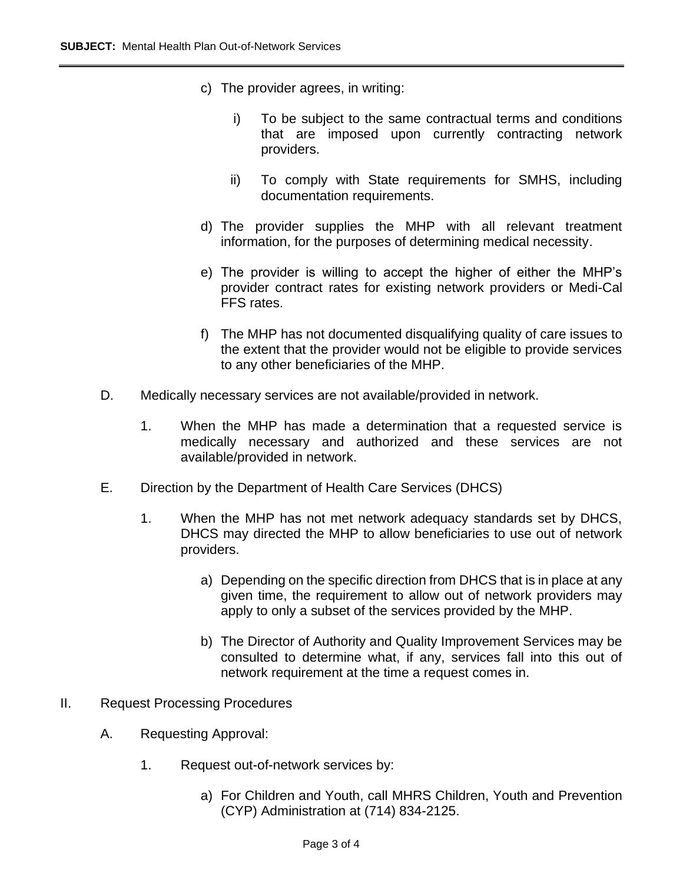c) The provider agrees, in writing:

   i) To be subject to the same contractual terms and conditions that are imposed upon currently contracting network providers.

   ii) To comply with State requirements for SMHS, including documentation requirements.

d) The provider supplies the MHP with all relevant treatment information, for the purposes of determining medical necessity.

e) The provider is willing to accept the higher of either the MHP's provider contract rates for existing network providers or Medi-Cal FFS rates.

f) The MHP has not documented disqualifying quality of care issues to the extent that the provider would not be eligible to provide services to any other beneficiaries of the MHP.

D. Medically necessary services are not available/provided in network.

   1. When the MHP has made a determination that a requested service is medically necessary and authorized and these services are not available/provided in network.

E. Direction by the Department of Health Care Services (DHCS)

   1. When the MHP has not met network adequacy standards set by DHCS, DHCS may directed the MHP to allow beneficiaries to use out of network providers.

      a) Depending on the specific direction from DHCS that is in place at any given time, the requirement to allow out of network providers may apply to only a subset of the services provided by the MHP.

      b) The Director of Authority and Quality Improvement Services may be consulted to determine what, if any, services fall into this out of network requirement at the time a request comes in.

II. Request Processing Procedures

   A. Requesting Approval:

      1. Request out-of-network services by:

         a) For Children and Youth, call MHRS Children, Youth and Prevention (CYP) Administration at (714) 834-2125.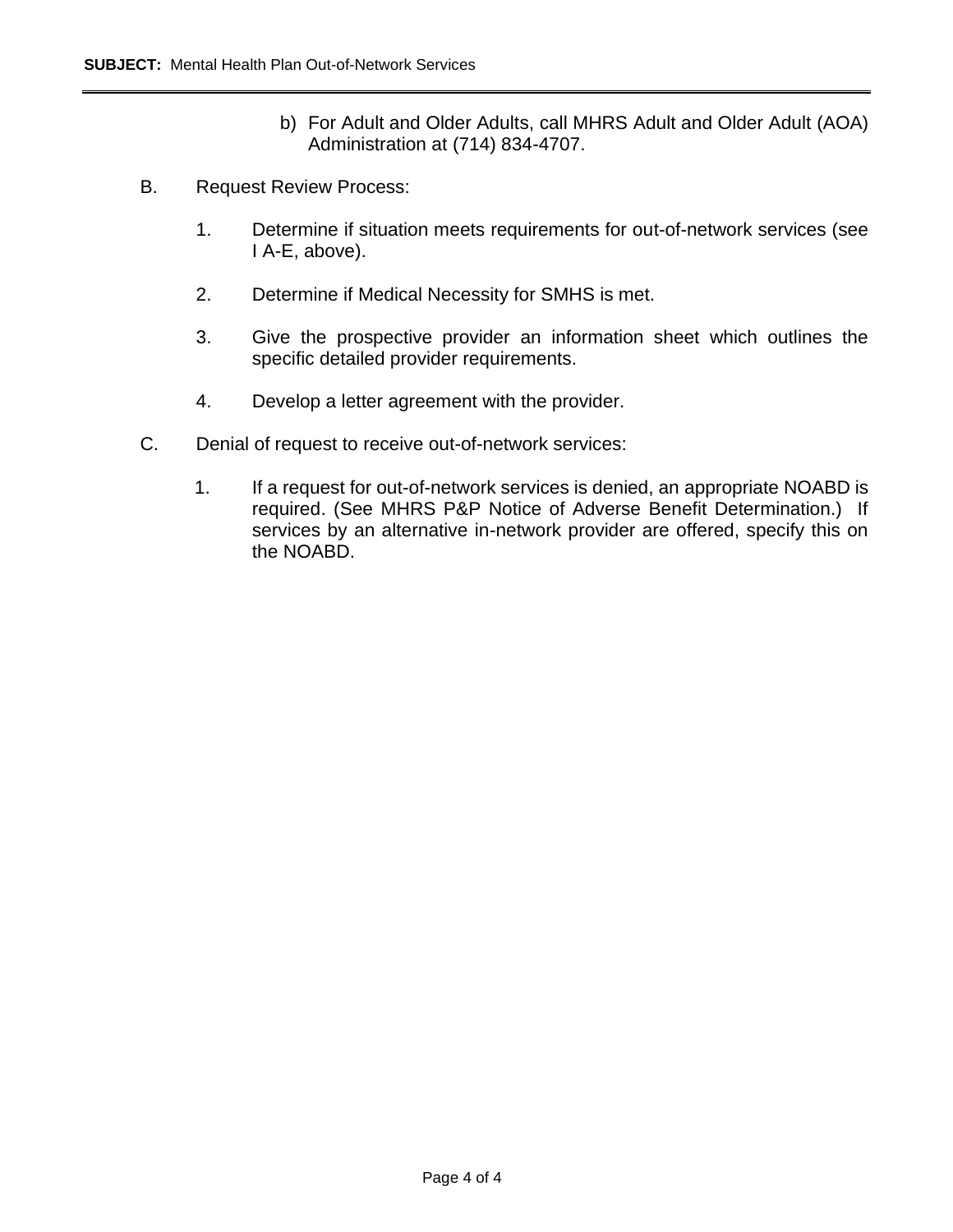b) For Adult and Older Adults, call MHRS Adult and Older Adult (AOA) Administration at (714) 834-4707.

B. Request Review Process:

1. Determine if situation meets requirements for out-of-network services (see I A-E, above).

2. Determine if Medical Necessity for SMHS is met.

3. Give the prospective provider an information sheet which outlines the specific detailed provider requirements.

4. Develop a letter agreement with the provider.

C. Denial of request to receive out-of-network services:

1. If a request for out-of-network services is denied, an appropriate NOABD is required. (See MHRS P&P Notice of Adverse Benefit Determination.) If services by an alternative in-network provider are offered, specify this on the NOABD.